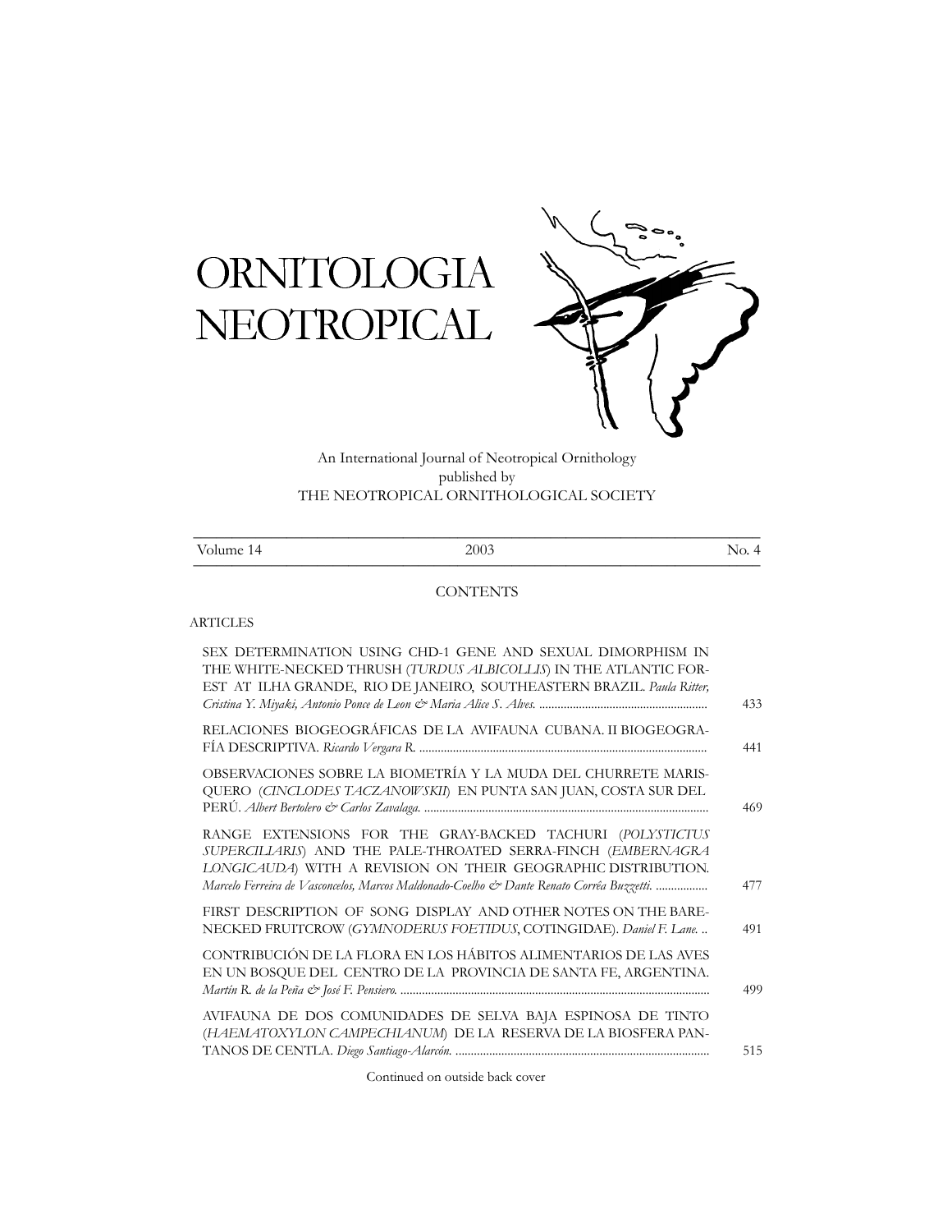# ORNITOLOGIA NEOTROPICAL

An International Journal of Neotropical Ornithology
published by
THE NEOTROPICAL ORNITHOLOGICAL SOCIETY

| Volume 14 | 2003 | No. 4 |
|---|---|---|

## CONTENTS

### ARTICLES

SEX DETERMINATION USING CHD-1 GENE AND SEXUAL DIMORPHISM IN THE WHITE-NECKED THRUSH (*TURDUS ALBICOLLIS*) IN THE ATLANTIC FOREST AT ILHA GRANDE, RIO DE JANEIRO, SOUTHEASTERN BRAZIL. *Paula Ritter, Cristina Y. Miyaki, Antonio Ponce de Leon & Maria Alice S. Alves.* ...................................................... 433

RELACIONES BIOGEOGRÁFICAS DE LA AVIFAUNA CUBANA. II BIOGEOGRAFÍA DESCRIPTIVA. *Ricardo Vergara R.* ............................................................................................ 441

OBSERVACIONES SOBRE LA BIOMETRÍA Y LA MUDA DEL CHURRETE MARISQUERO (*CINCLODES TACZANOWSKII*) EN PUNTA SAN JUAN, COSTA SUR DEL PERÚ. *Albert Bertolero & Carlos Zavalaga.* ........................................................................................... 469

RANGE EXTENSIONS FOR THE GRAY-BACKED TACHURI (*POLYSTICTUS SUPERCILIARIS*) AND THE PALE-THROATED SERRA-FINCH (*EMBERNAGRA LONGICAUDA*) WITH A REVISION ON THEIR GEOGRAPHIC DISTRIBUTION. *Marcelo Ferreira de Vasconcelos, Marcos Maldonado-Coelho & Dante Renato Corrêa Buzzetti.* ................. 477

FIRST DESCRIPTION OF SONG DISPLAY AND OTHER NOTES ON THE BARE-NECKED FRUITCROW (*GYMNODERUS FOETIDUS*, COTINGIDAE). *Daniel F. Lane.* .. 491

CONTRIBUCIÓN DE LA FLORA EN LOS HÁBITOS ALIMENTARIOS DE LAS AVES EN UN BOSQUE DEL CENTRO DE LA PROVINCIA DE SANTA FE, ARGENTINA. *Martín R. de la Peña & José F. Pensiero.* .................................................................................................... 499

AVIFAUNA DE DOS COMUNIDADES DE SELVA BAJA ESPINOSA DE TINTO (*HAEMATOXYLON CAMPECHIANUM*) DE LA RESERVA DE LA BIOSFERA PANTANOS DE CENTLA. *Diego Santiago-Alarcón.* .................................................................................. 515

Continued on outside back cover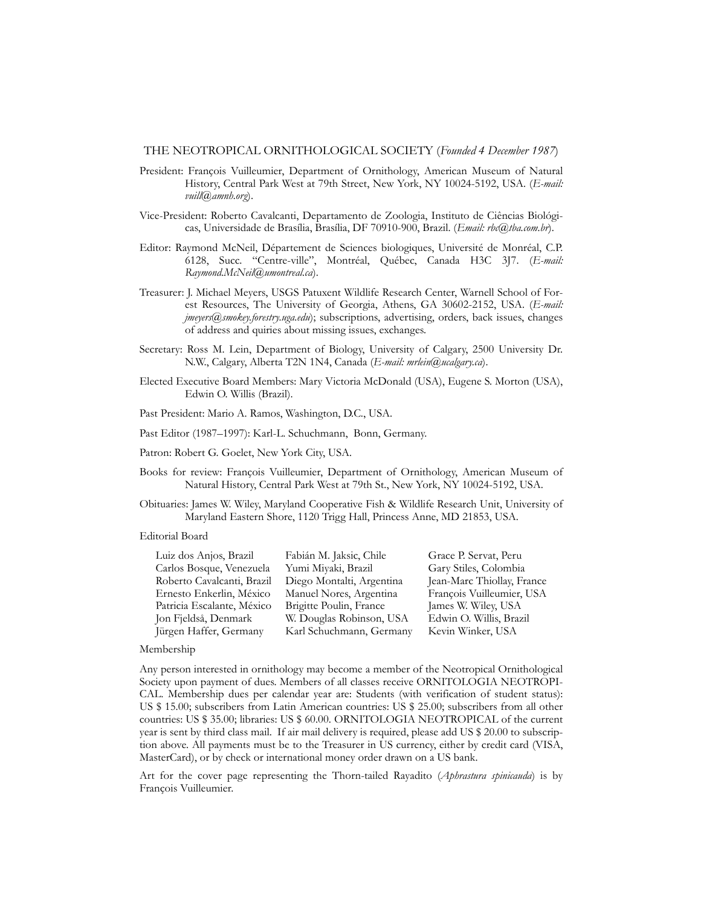THE NEOTROPICAL ORNITHOLOGICAL SOCIETY (*Founded 4 December 1987*)

President: François Vuilleumier, Department of Ornithology, American Museum of Natural History, Central Park West at 79th Street, New York, NY 10024-5192, USA. (*E-mail: vuill@amnh.org*).

Vice-President: Roberto Cavalcanti, Departamento de Zoologia, Instituto de Ciências Biológicas, Universidade de Brasília, Brasília, DF 70910-900, Brazil. (*Email: rbc@tba.com.br*).

Editor: Raymond McNeil, Département de Sciences biologiques, Université de Monréal, C.P. 6128, Succ. "Centre-ville", Montréal, Québec, Canada H3C 3J7. (*E-mail: Raymond.McNeil@umontreal.ca*).

Treasurer: J. Michael Meyers, USGS Patuxent Wildlife Research Center, Warnell School of Forest Resources, The University of Georgia, Athens, GA 30602-2152, USA. (*E-mail: jmeyers@smokey.forestry.uga.edu*); subscriptions, advertising, orders, back issues, changes of address and quiries about missing issues, exchanges.

Secretary: Ross M. Lein, Department of Biology, University of Calgary, 2500 University Dr. N.W., Calgary, Alberta T2N 1N4, Canada (*E-mail: mrlein@ucalgary.ca*).

Elected Executive Board Members: Mary Victoria McDonald (USA), Eugene S. Morton (USA), Edwin O. Willis (Brazil).

Past President: Mario A. Ramos, Washington, D.C., USA.

Past Editor (1987–1997): Karl-L. Schuchmann, Bonn, Germany.

Patron: Robert G. Goelet, New York City, USA.

Books for review: François Vuilleumier, Department of Ornithology, American Museum of Natural History, Central Park West at 79th St., New York, NY 10024-5192, USA.

Obituaries: James W. Wiley, Maryland Cooperative Fish & Wildlife Research Unit, University of Maryland Eastern Shore, 1120 Trigg Hall, Princess Anne, MD 21853, USA.

Editorial Board

Luiz dos Anjos, Brazil
Carlos Bosque, Venezuela
Roberto Cavalcanti, Brazil
Ernesto Enkerlin, México
Patricia Escalante, México
Jon Fjeldså, Denmark
Jürgen Haffer, Germany
Fabián M. Jaksic, Chile
Yumi Miyaki, Brazil
Diego Montalti, Argentina
Manuel Nores, Argentina
Brigitte Poulin, France
W. Douglas Robinson, USA
Karl Schuchmann, Germany
Grace P. Servat, Peru
Gary Stiles, Colombia
Jean-Marc Thiollay, France
François Vuilleumier, USA
James W. Wiley, USA
Edwin O. Willis, Brazil
Kevin Winker, USA

Membership

Any person interested in ornithology may become a member of the Neotropical Ornithological Society upon payment of dues. Members of all classes receive ORNITOLOGIA NEOTROPICAL. Membership dues per calendar year are: Students (with verification of student status): US $ 15.00; subscribers from Latin American countries: US $ 25.00; subscribers from all other countries: US $ 35.00; libraries: US $ 60.00. ORNITOLOGIA NEOTROPICAL of the current year is sent by third class mail. If air mail delivery is required, please add US $ 20.00 to subscription above. All payments must be to the Treasurer in US currency, either by credit card (VISA, MasterCard), or by check or international money order drawn on a US bank.

Art for the cover page representing the Thorn-tailed Rayadito (*Aphrastura spinicauda*) is by François Vuilleumier.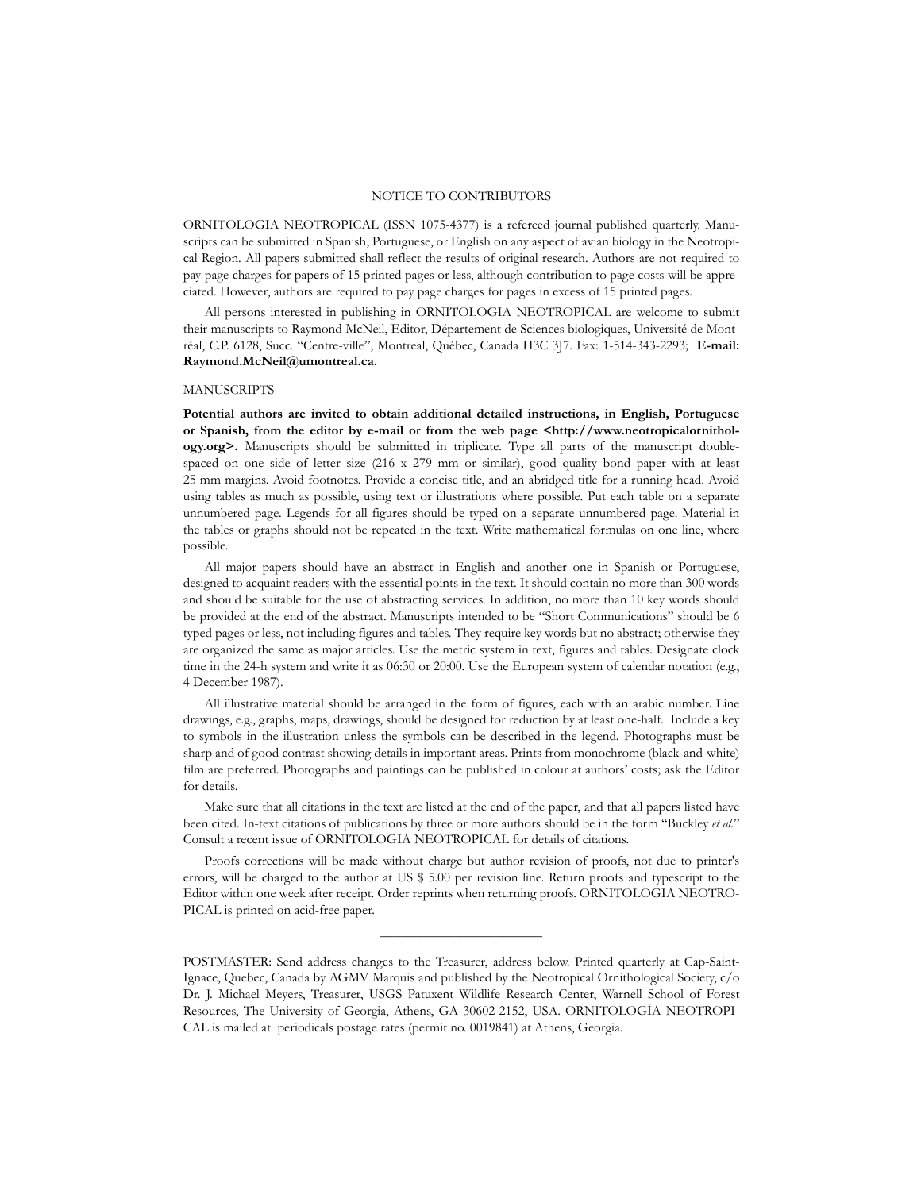# NOTICE TO CONTRIBUTORS

ORNITOLOGIA NEOTROPICAL (ISSN 1075-4377) is a refereed journal published quarterly. Manuscripts can be submitted in Spanish, Portuguese, or English on any aspect of avian biology in the Neotropical Region. All papers submitted shall reflect the results of original research. Authors are not required to pay page charges for papers of 15 printed pages or less, although contribution to page costs will be appreciated. However, authors are required to pay page charges for pages in excess of 15 printed pages.

All persons interested in publishing in ORNITOLOGIA NEOTROPICAL are welcome to submit their manuscripts to Raymond McNeil, Editor, Département de Sciences biologiques, Université de Montréal, C.P. 6128, Succ. "Centre-ville", Montreal, Québec, Canada H3C 3J7. Fax: 1-514-343-2293; **E-mail: Raymond.McNeil@umontreal.ca.**

## MANUSCRIPTS

**Potential authors are invited to obtain additional detailed instructions, in English, Portuguese or Spanish, from the editor by e-mail or from the web page <http://www.neotropicalornithology.org>.** Manuscripts should be submitted in triplicate. Type all parts of the manuscript double-spaced on one side of letter size (216 x 279 mm or similar), good quality bond paper with at least 25 mm margins. Avoid footnotes. Provide a concise title, and an abridged title for a running head. Avoid using tables as much as possible, using text or illustrations where possible. Put each table on a separate unnumbered page. Legends for all figures should be typed on a separate unnumbered page. Material in the tables or graphs should not be repeated in the text. Write mathematical formulas on one line, where possible.

All major papers should have an abstract in English and another one in Spanish or Portuguese, designed to acquaint readers with the essential points in the text. It should contain no more than 300 words and should be suitable for the use of abstracting services. In addition, no more than 10 key words should be provided at the end of the abstract. Manuscripts intended to be "Short Communications" should be 6 typed pages or less, not including figures and tables. They require key words but no abstract; otherwise they are organized the same as major articles. Use the metric system in text, figures and tables. Designate clock time in the 24-h system and write it as 06:30 or 20:00. Use the European system of calendar notation (e.g., 4 December 1987).

All illustrative material should be arranged in the form of figures, each with an arabic number. Line drawings, e.g., graphs, maps, drawings, should be designed for reduction by at least one-half. Include a key to symbols in the illustration unless the symbols can be described in the legend. Photographs must be sharp and of good contrast showing details in important areas. Prints from monochrome (black-and-white) film are preferred. Photographs and paintings can be published in colour at authors' costs; ask the Editor for details.

Make sure that all citations in the text are listed at the end of the paper, and that all papers listed have been cited. In-text citations of publications by three or more authors should be in the form "Buckley *et al*." Consult a recent issue of ORNITOLOGIA NEOTROPICAL for details of citations.

Proofs corrections will be made without charge but author revision of proofs, not due to printer's errors, will be charged to the author at US $ 5.00 per revision line. Return proofs and typescript to the Editor within one week after receipt. Order reprints when returning proofs. ORNITOLOGIA NEOTROPICAL is printed on acid-free paper.

---

POSTMASTER: Send address changes to the Treasurer, address below. Printed quarterly at Cap-Saint-Ignace, Quebec, Canada by AGMV Marquis and published by the Neotropical Ornithological Society, c/o Dr. J. Michael Meyers, Treasurer, USGS Patuxent Wildlife Research Center, Warnell School of Forest Resources, The University of Georgia, Athens, GA 30602-2152, USA. ORNITOLOGÍA NEOTROPICAL is mailed at periodicals postage rates (permit no. 0019841) at Athens, Georgia.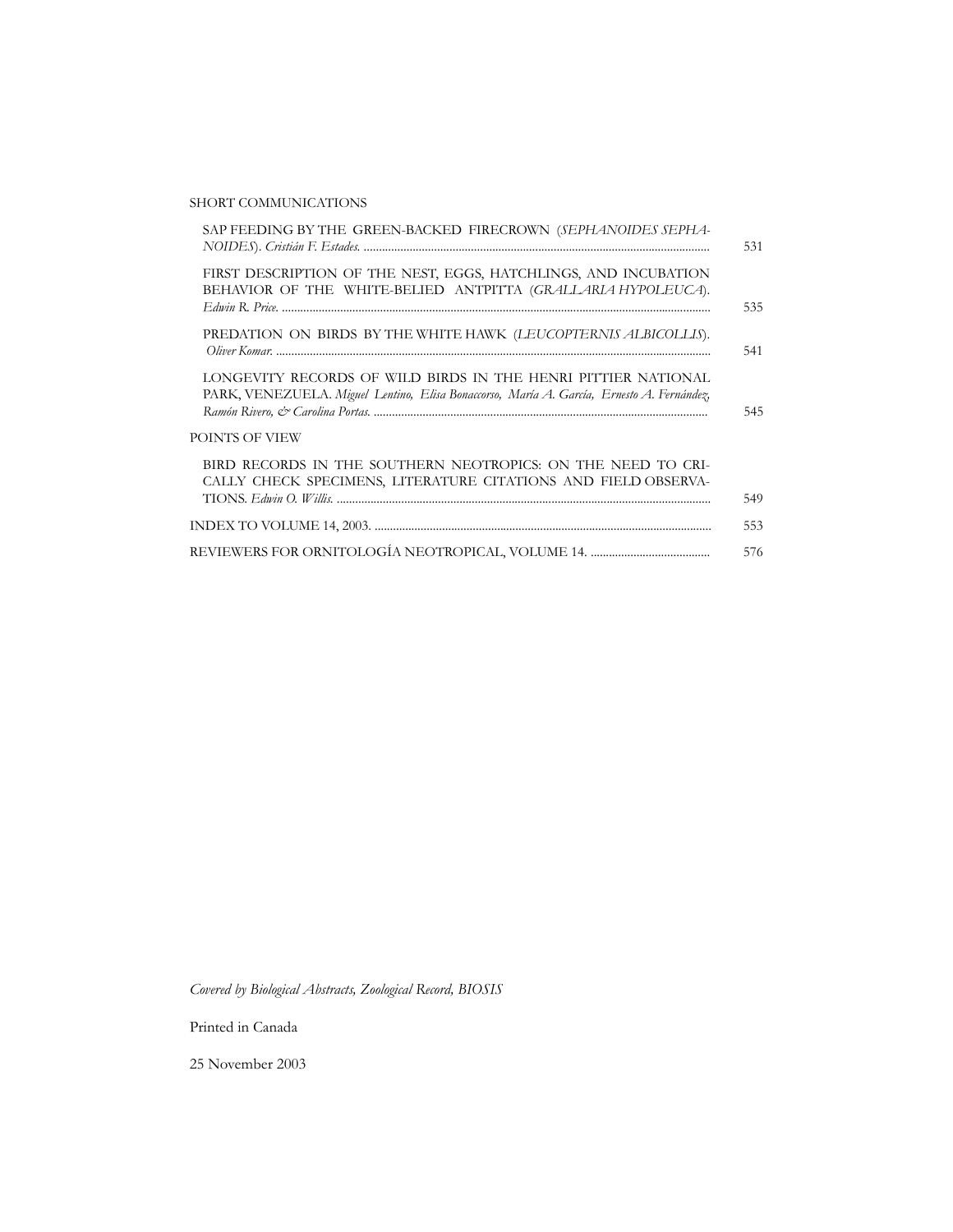## SHORT COMMUNICATIONS

SAP FEEDING BY THE GREEN-BACKED FIRECROWN (*SEPHANOIDES SEPHA-NOIDES*). *Cristián F. Estades.* ........................................................................ 531

FIRST DESCRIPTION OF THE NEST, EGGS, HATCHLINGS, AND INCUBATION BEHAVIOR OF THE WHITE-BELIED ANTPITTA (*GRALLARIA HYPOLEUCA*). *Edwin R. Price.* ........................................................................ 535

PREDATION ON BIRDS BY THE WHITE HAWK (*LEUCOPTERNIS ALBICOLLIS*). *Oliver Komar.* ........................................................................ 541

LONGEVITY RECORDS OF WILD BIRDS IN THE HENRI PITTIER NATIONAL PARK, VENEZUELA. *Miguel Lentino, Elisa Bonaccorso, María A. García, Ernesto A. Fernández, Ramón Rivero, & Carolina Portas.* ........................................................................ 545

## POINTS OF VIEW

BIRD RECORDS IN THE SOUTHERN NEOTROPICS: ON THE NEED TO CRI-CALLY CHECK SPECIMENS, LITERATURE CITATIONS AND FIELD OBSERVA-TIONS. *Edwin O. Willis.* ........................................................................ 549

INDEX TO VOLUME 14, 2003. ........................................................................ 553

REVIEWERS FOR ORNITOLOGÍA NEOTROPICAL, VOLUME 14. ........................................ 576

*Covered by Biological Abstracts, Zoological Record, BIOSIS*

Printed in Canada

25 November 2003